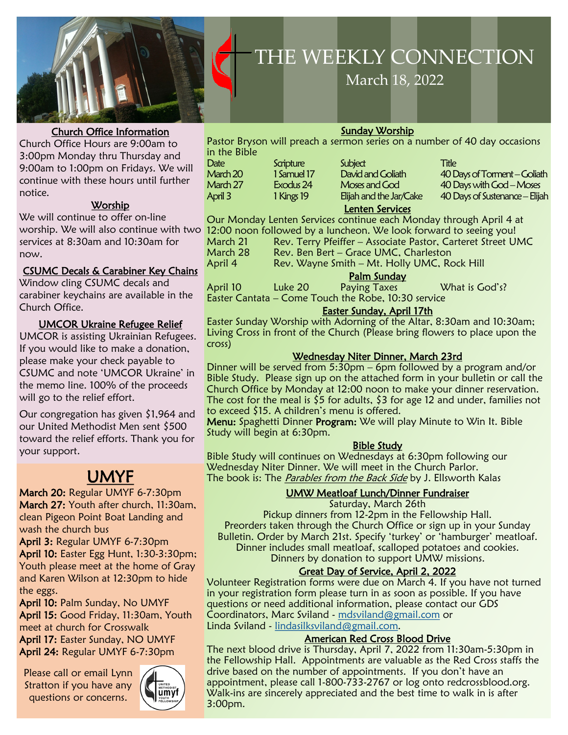# THE WEEKLY CONNECTION

March 18, 2022

## Church Office Information

Church Office Hours are 9:00am to 3:00pm Monday thru Thursday and 9:00am to 1:00pm on Fridays. We will continue with these hours until further notice.

## Worship

We will continue to offer on-line worship. We will also continue with two services at 8:30am and 10:30am for now.

## CSUMC Decals & Carabiner Key Chains

Window cling CSUMC decals and carabiner keychains are available in the Church Office.

## UMCOR Ukraine Refugee Relief

UMCOR is assisting Ukrainian Refugees. If you would like to make a donation, please make your check payable to CSUMC and note 'UMCOR Ukraine' in the memo line. 100% of the proceeds will go to the relief effort.

Our congregation has given $1,964 and our United Methodist Men sent $500 toward the relief efforts. Thank you for your support.

# UMYF

**March 20:** Regular UMYF 6-7:30pm

**March 27:** Youth after church, 11:30am, clean Pigeon Point Boat Landing and wash the church bus

**April 3:** Regular UMYF 6-7:30pm

**April 10:** Easter Egg Hunt, 1:30-3:30pm; Youth please meet at the home of Gray and Karen Wilson at 12:30pm to hide the eggs.

**April 10:** Palm Sunday, No UMYF

**April 15:** Good Friday, 11:30am, Youth meet at church for Crosswalk

**April 17:** Easter Sunday, NO UMYF

**April 24:** Regular UMYF 6-7:30pm

Please call or email Lynn Stratton if you have any questions or concerns.

## Sunday Worship

Pastor Bryson will preach a sermon series on a number of 40 day occasions in the Bible

| Date | Scripture | Subject | Title |
|---|---|---|---|
| March 20 | 1 Samuel 17 | David and Goliath | 40 Days of Torment – Goliath |
| March 27 | Exodus 24 | Moses and God | 40 Days with God – Moses |
| April 3 | 1 Kings 19 | Elijah and the Jar/Cake | 40 Days of Sustenance – Elijah |

## Lenten Services

Our Monday Lenten Services continue each Monday through April 4 at 12:00 noon followed by a luncheon. We look forward to seeing you!

| | |
|---|---|
| March 21 | Rev. Terry Pfeiffer – Associate Pastor, Carteret Street UMC |
| March 28 | Rev. Ben Bert – Grace UMC, Charleston |
| April 4 | Rev. Wayne Smith – Mt. Holly UMC, Rock Hill |

## Palm Sunday

| | | | |
|---|---|---|---|
| April 10 | Luke 20 | Paying Taxes | What is God's? |

Easter Cantata – Come Touch the Robe, 10:30 service

## Easter Sunday, April 17th

Easter Sunday Worship with Adorning of the Altar, 8:30am and 10:30am; Living Cross in front of the Church (Please bring flowers to place upon the cross)

## Wednesday Niter Dinner, March 23rd

Dinner will be served from 5:30pm – 6pm followed by a program and/or Bible Study. Please sign up on the attached form in your bulletin or call the Church Office by Monday at 12:00 noon to make your dinner reservation. The cost for the meal is $5 for adults, $3 for age 12 and under, families not to exceed $15. A children's menu is offered.

**Menu:** Spaghetti Dinner **Program:** We will play Minute to Win It. Bible Study will begin at 6:30pm.

## Bible Study

Bible Study will continues on Wednesdays at 6:30pm following our Wednesday Niter Dinner. We will meet in the Church Parlor. The book is: The *Parables from the Back Side* by J. Ellsworth Kalas

## UMW Meatloaf Lunch/Dinner Fundraiser

Saturday, March 26th

Pickup dinners from 12-2pm in the Fellowship Hall.
Preorders taken through the Church Office or sign up in your Sunday Bulletin. Order by March 21st. Specify 'turkey' or 'hamburger' meatloaf.
Dinner includes small meatloaf, scalloped potatoes and cookies.
Dinners by donation to support UMW missions.

## Great Day of Service, April 2, 2022

Volunteer Registration forms were due on March 4. If you have not turned in your registration form please turn in as soon as possible. If you have questions or need additional information, please contact our GDS Coordinators, Marc Sviland - mdsviland@gmail.com or Linda Sviland - lindasilksviland@gmail.com.

## American Red Cross Blood Drive

The next blood drive is Thursday, April 7, 2022 from 11:30am-5:30pm in the Fellowship Hall. Appointments are valuable as the Red Cross staffs the drive based on the number of appointments. If you don't have an appointment, please call 1-800-733-2767 or log onto redcrossblood.org. Walk-ins are sincerely appreciated and the best time to walk in is after 3:00pm.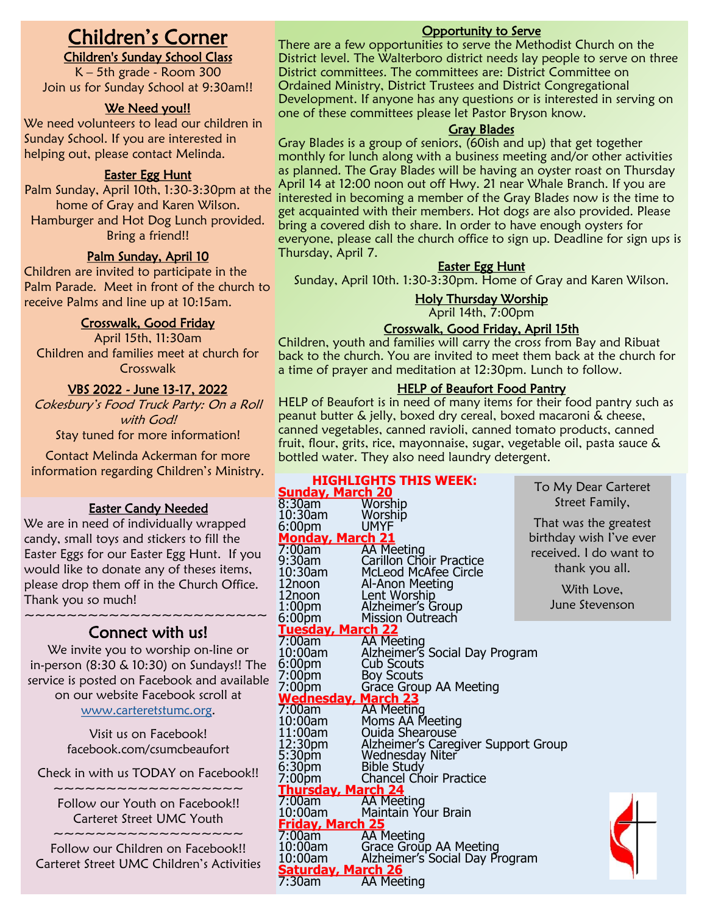# Children's Corner

### Children's Sunday School Class

K – 5th grade - Room 300
Join us for Sunday School at 9:30am!!

### We Need you!!

We need volunteers to lead our children in Sunday School. If you are interested in helping out, please contact Melinda.

### Easter Egg Hunt

Palm Sunday, April 10th, 1:30-3:30pm at the home of Gray and Karen Wilson. Hamburger and Hot Dog Lunch provided. Bring a friend!!

### Palm Sunday, April 10

Children are invited to participate in the Palm Parade. Meet in front of the church to receive Palms and line up at 10:15am.

### Crosswalk, Good Friday

April 15th, 11:30am
Children and families meet at church for Crosswalk

### VBS 2022 - June 13-17, 2022

*Cokesbury's Food Truck Party: On a Roll with God!*
Stay tuned for more information!

Contact Melinda Ackerman for more information regarding Children's Ministry.

### Easter Candy Needed

We are in need of individually wrapped candy, small toys and stickers to fill the Easter Eggs for our Easter Egg Hunt. If you would like to donate any of theses items, please drop them off in the Church Office. Thank you so much!

~~~~~~~~~~~~~~~~~~~~~~~~

## Connect with us!

We invite you to worship on-line or in-person (8:30 & 10:30) on Sundays!! The service is posted on Facebook and available on our website Facebook scroll at www.carteretstumc.org.

Visit us on Facebook!
facebook.com/csumcbeaufort

Check in with us TODAY on Facebook!!

~~~~~~~~~~~~~~~~~~

Follow our Youth on Facebook!!
Carteret Street UMC Youth

~~~~~~~~~~~~~~~~~~

Follow our Children on Facebook!!
Carteret Street UMC Children's Activities

### Opportunity to Serve

There are a few opportunities to serve the Methodist Church on the District level. The Walterboro district needs lay people to serve on three District committees. The committees are: District Committee on Ordained Ministry, District Trustees and District Congregational Development. If anyone has any questions or is interested in serving on one of these committees please let Pastor Bryson know.

### Gray Blades

Gray Blades is a group of seniors, (60ish and up) that get together monthly for lunch along with a business meeting and/or other activities as planned. The Gray Blades will be having an oyster roast on Thursday April 14 at 12:00 noon out off Hwy. 21 near Whale Branch. If you are interested in becoming a member of the Gray Blades now is the time to get acquainted with their members. Hot dogs are also provided. Please bring a covered dish to share. In order to have enough oysters for everyone, please call the church office to sign up. Deadline for sign ups is Thursday, April 7.

### Easter Egg Hunt

Sunday, April 10th. 1:30-3:30pm. Home of Gray and Karen Wilson.

### Holy Thursday Worship

April 14th, 7:00pm

### Crosswalk, Good Friday, April 15th

Children, youth and families will carry the cross from Bay and Ribuat back to the church. You are invited to meet them back at the church for a time of prayer and meditation at 12:30pm. Lunch to follow.

### HELP of Beaufort Food Pantry

HELP of Beaufort is in need of many items for their food pantry such as peanut butter & jelly, boxed dry cereal, boxed macaroni & cheese, canned vegetables, canned ravioli, canned tomato products, canned fruit, flour, grits, rice, mayonnaise, sugar, vegetable oil, pasta sauce & bottled water. They also need laundry detergent.

## HIGHLIGHTS THIS WEEK:

**Sunday, March 20**

| | |
|---|---|
| 8:30am | Worship |
| 10:30am | Worship |
| 6:00pm | UMYF |

**Monday, March 21**

| | |
|---|---|
| 7:00am | AA Meeting |
| 9:30am | Carillon Choir Practice |
| 10:30am | McLeod McAfee Circle |
| 12noon | Al-Anon Meeting |
| 12noon | Lent Worship |
| 1:00pm | Alzheimer's Group |
| 6:00pm | Mission Outreach |

**Tuesday, March 22**

| | |
|---|---|
| 7:00am | AA Meeting |
| 10:00am | Alzheimer's Social Day Program |
| 6:00pm | Cub Scouts |
| 7:00pm | Boy Scouts |
| 7:00pm | Grace Group AA Meeting |

**Wednesday, March 23**

| | |
|---|---|
| 7:00am | AA Meeting |
| 10:00am | Moms AA Meeting |
| 11:00am | Ouida Shearouse |
| 12:30pm | Alzheimer's Caregiver Support Group |
| 5:30pm | Wednesday Niter |
| 6:30pm | Bible Study |
| 7:00pm | Chancel Choir Practice |

**Thursday, March 24**

| | |
|---|---|
| 7:00am | AA Meeting |
| 10:00am | Maintain Your Brain |

**Friday, March 25**

| | |
|---|---|
| 7:00am | AA Meeting |
| 10:00am | Grace Group AA Meeting |
| 10:00am | Alzheimer's Social Day Program |

**Saturday, March 26**

| | |
|---|---|
| 7:30am | AA Meeting |

To My Dear Carteret Street Family,

That was the greatest birthday wish I've ever received. I do want to thank you all.

With Love,
June Stevenson